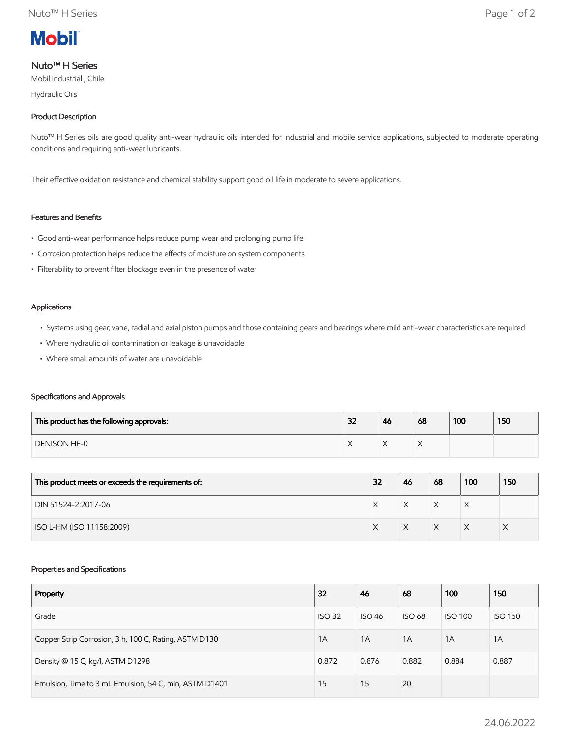# Nuto™ H Series

Mobil Industrial , Chile

Hydraulic Oils

## Product Description

Nuto™ H Series oils are good quality anti-wear hydraulic oils intended for industrial and mobile service applications, subjected to moderate operating conditions and requiring anti-wear lubricants.

Their effective oxidation resistance and chemical stability support good oil life in moderate to severe applications.

## Features and Benefits

- Good anti-wear performance helps reduce pump wear and prolonging pump life
- Corrosion protection helps reduce the effects of moisture on system components
- Filterability to prevent filter blockage even in the presence of water

## Applications

- Systems using gear, vane, radial and axial piston pumps and those containing gears and bearings where mild anti-wear characteristics are required
- Where hydraulic oil contamination or leakage is unavoidable
- Where small amounts of water are unavoidable

## Specifications and Approvals

| This product has the following approvals: | 32 | 46 | 68 | 100 | 150 |
|---|---|---|---|---|---|
| DENISON HF-0 | X | X | X | | |

| This product meets or exceeds the requirements of: | 32 | 46 | 68 | 100 | 150 |
|---|---|---|---|---|---|
| DIN 51524-2:2017-06 | X | X | X | X | |
| ISO L-HM (ISO 11158:2009) | X | X | X | X | X |

## Properties and Specifications

| Property | 32 | 46 | 68 | 100 | 150 |
|---|---|---|---|---|---|
| Grade | ISO 32 | ISO 46 | ISO 68 | ISO 100 | ISO 150 |
| Copper Strip Corrosion, 3 h, 100 C, Rating, ASTM D130 | 1A | 1A | 1A | 1A | 1A |
| Density @ 15 C, kg/l, ASTM D1298 | 0.872 | 0.876 | 0.882 | 0.884 | 0.887 |
| Emulsion, Time to 3 mL Emulsion, 54 C, min, ASTM D1401 | 15 | 15 | 20 | | |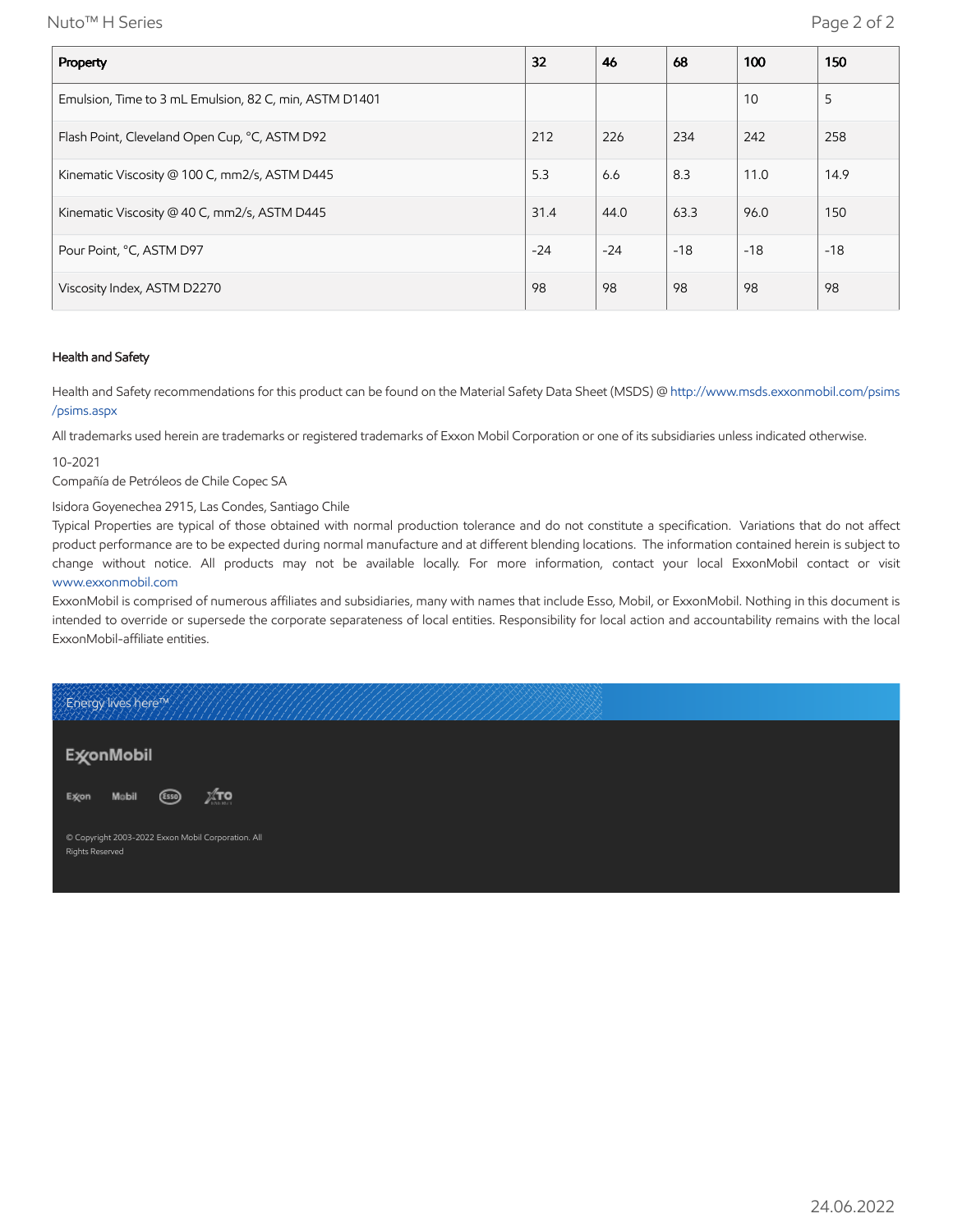| Property | 32 | 46 | 68 | 100 | 150 |
|---|---|---|---|---|---|
| Emulsion, Time to 3 mL Emulsion, 82 C, min, ASTM D1401 | | | | 10 | 5 |
| Flash Point, Cleveland Open Cup, °C, ASTM D92 | 212 | 226 | 234 | 242 | 258 |
| Kinematic Viscosity @ 100 C, mm2/s, ASTM D445 | 5.3 | 6.6 | 8.3 | 11.0 | 14.9 |
| Kinematic Viscosity @ 40 C, mm2/s, ASTM D445 | 31.4 | 44.0 | 63.3 | 96.0 | 150 |
| Pour Point, °C, ASTM D97 | -24 | -24 | -18 | -18 | -18 |
| Viscosity Index, ASTM D2270 | 98 | 98 | 98 | 98 | 98 |

#### Health and Safety

Health and Safety recommendations for this product can be found on the Material Safety Data Sheet (MSDS) @ http://www.msds.exxonmobil.com/psims/psims.aspx

All trademarks used herein are trademarks or registered trademarks of Exxon Mobil Corporation or one of its subsidiaries unless indicated otherwise.

10-2021

Compañía de Petróleos de Chile Copec SA

Isidora Goyenechea 2915, Las Condes, Santiago Chile

Typical Properties are typical of those obtained with normal production tolerance and do not constitute a specification. Variations that do not affect product performance are to be expected during normal manufacture and at different blending locations. The information contained herein is subject to change without notice. All products may not be available locally. For more information, contact your local ExxonMobil contact or visit www.exxonmobil.com

ExxonMobil is comprised of numerous affiliates and subsidiaries, many with names that include Esso, Mobil, or ExxonMobil. Nothing in this document is intended to override or supersede the corporate separateness of local entities. Responsibility for local action and accountability remains with the local ExxonMobil-affiliate entities.

Energy lives here™

ExxonMobil

© Copyright 2003-2022 Exxon Mobil Corporation. All Rights Reserved